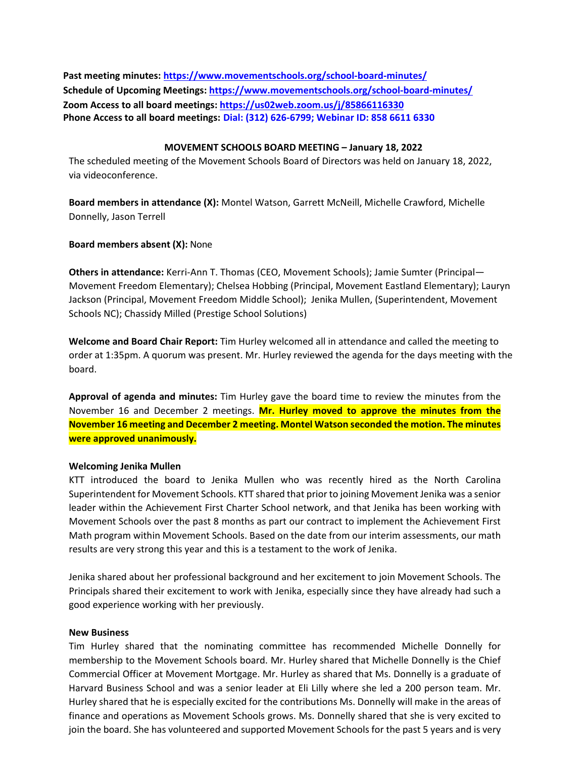**Past meeting minutes: https://www.movementschools.org/school-board-minutes/**
**Schedule of Upcoming Meetings: https://www.movementschools.org/school-board-minutes/**
**Zoom Access to all board meetings: https://us02web.zoom.us/j/85866116330**
**Phone Access to all board meetings: Dial: (312) 626-6799; Webinar ID: 858 6611 6330**

## MOVEMENT SCHOOLS BOARD MEETING – January 18, 2022

The scheduled meeting of the Movement Schools Board of Directors was held on January 18, 2022, via videoconference.

**Board members in attendance (X):** Montel Watson, Garrett McNeill, Michelle Crawford, Michelle Donnelly, Jason Terrell

**Board members absent (X):** None

**Others in attendance:** Kerri-Ann T. Thomas (CEO, Movement Schools); Jamie Sumter (Principal—Movement Freedom Elementary); Chelsea Hobbing (Principal, Movement Eastland Elementary); Lauryn Jackson (Principal, Movement Freedom Middle School); Jenika Mullen, (Superintendent, Movement Schools NC); Chassidy Milled (Prestige School Solutions)

**Welcome and Board Chair Report:** Tim Hurley welcomed all in attendance and called the meeting to order at 1:35pm. A quorum was present. Mr. Hurley reviewed the agenda for the days meeting with the board.

**Approval of agenda and minutes:** Tim Hurley gave the board time to review the minutes from the November 16 and December 2 meetings. **Mr. Hurley moved to approve the minutes from the November 16 meeting and December 2 meeting. Montel Watson seconded the motion. The minutes were approved unanimously.**

**Welcoming Jenika Mullen**

KTT introduced the board to Jenika Mullen who was recently hired as the North Carolina Superintendent for Movement Schools. KTT shared that prior to joining Movement Jenika was a senior leader within the Achievement First Charter School network, and that Jenika has been working with Movement Schools over the past 8 months as part our contract to implement the Achievement First Math program within Movement Schools. Based on the date from our interim assessments, our math results are very strong this year and this is a testament to the work of Jenika.

Jenika shared about her professional background and her excitement to join Movement Schools. The Principals shared their excitement to work with Jenika, especially since they have already had such a good experience working with her previously.

**New Business**

Tim Hurley shared that the nominating committee has recommended Michelle Donnelly for membership to the Movement Schools board. Mr. Hurley shared that Michelle Donnelly is the Chief Commercial Officer at Movement Mortgage. Mr. Hurley as shared that Ms. Donnelly is a graduate of Harvard Business School and was a senior leader at Eli Lilly where she led a 200 person team. Mr. Hurley shared that he is especially excited for the contributions Ms. Donnelly will make in the areas of finance and operations as Movement Schools grows. Ms. Donnelly shared that she is very excited to join the board. She has volunteered and supported Movement Schools for the past 5 years and is very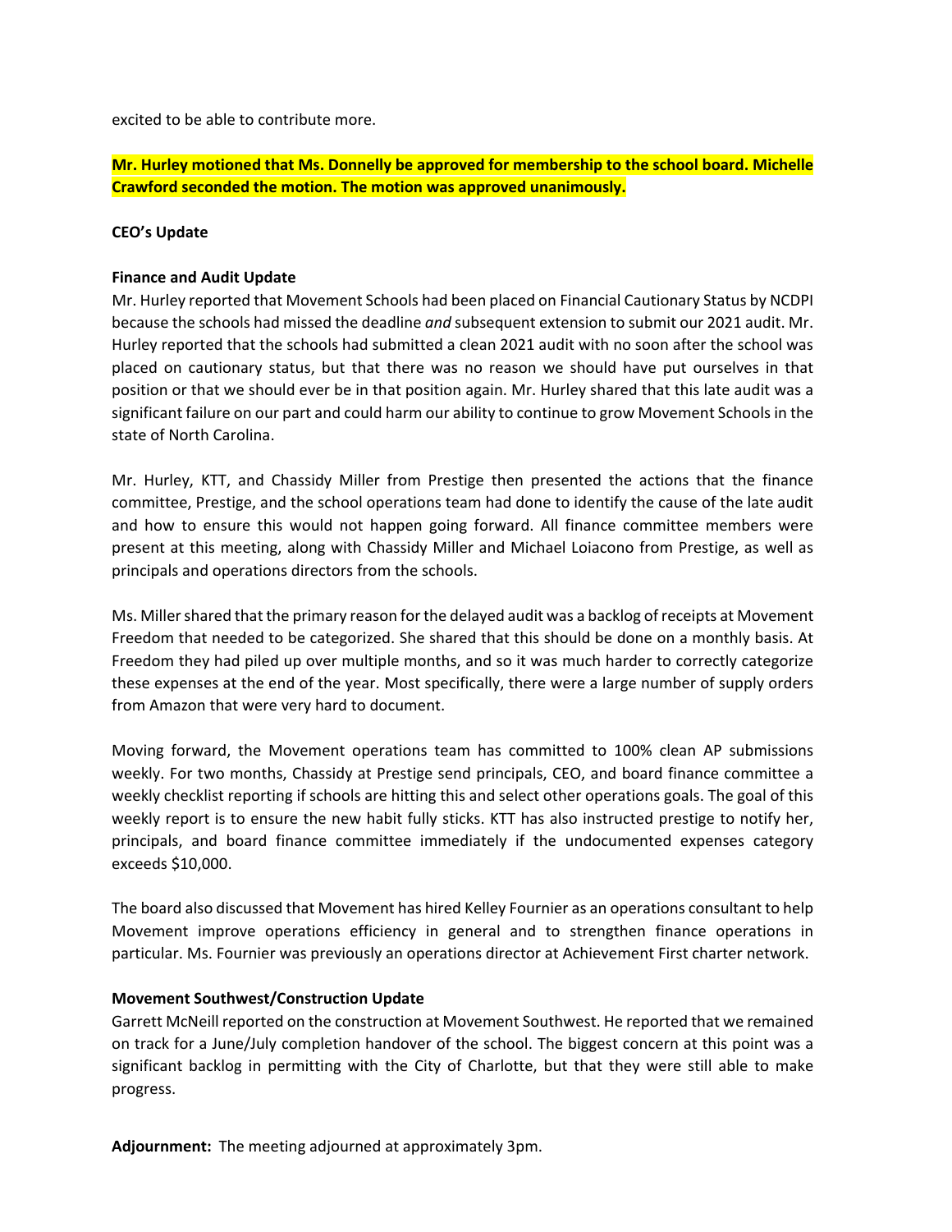excited to be able to contribute more.

**Mr. Hurley motioned that Ms. Donnelly be approved for membership to the school board. Michelle Crawford seconded the motion. The motion was approved unanimously.**

**CEO's Update**

**Finance and Audit Update**

Mr. Hurley reported that Movement Schools had been placed on Financial Cautionary Status by NCDPI because the schools had missed the deadline *and* subsequent extension to submit our 2021 audit. Mr. Hurley reported that the schools had submitted a clean 2021 audit with no soon after the school was placed on cautionary status, but that there was no reason we should have put ourselves in that position or that we should ever be in that position again. Mr. Hurley shared that this late audit was a significant failure on our part and could harm our ability to continue to grow Movement Schools in the state of North Carolina.

Mr. Hurley, KTT, and Chassidy Miller from Prestige then presented the actions that the finance committee, Prestige, and the school operations team had done to identify the cause of the late audit and how to ensure this would not happen going forward. All finance committee members were present at this meeting, along with Chassidy Miller and Michael Loiacono from Prestige, as well as principals and operations directors from the schools.

Ms. Miller shared that the primary reason for the delayed audit was a backlog of receipts at Movement Freedom that needed to be categorized. She shared that this should be done on a monthly basis. At Freedom they had piled up over multiple months, and so it was much harder to correctly categorize these expenses at the end of the year. Most specifically, there were a large number of supply orders from Amazon that were very hard to document.

Moving forward, the Movement operations team has committed to 100% clean AP submissions weekly. For two months, Chassidy at Prestige send principals, CEO, and board finance committee a weekly checklist reporting if schools are hitting this and select other operations goals. The goal of this weekly report is to ensure the new habit fully sticks. KTT has also instructed prestige to notify her, principals, and board finance committee immediately if the undocumented expenses category exceeds $10,000.

The board also discussed that Movement has hired Kelley Fournier as an operations consultant to help Movement improve operations efficiency in general and to strengthen finance operations in particular. Ms. Fournier was previously an operations director at Achievement First charter network.

**Movement Southwest/Construction Update**

Garrett McNeill reported on the construction at Movement Southwest. He reported that we remained on track for a June/July completion handover of the school. The biggest concern at this point was a significant backlog in permitting with the City of Charlotte, but that they were still able to make progress.

**Adjournment:** The meeting adjourned at approximately 3pm.